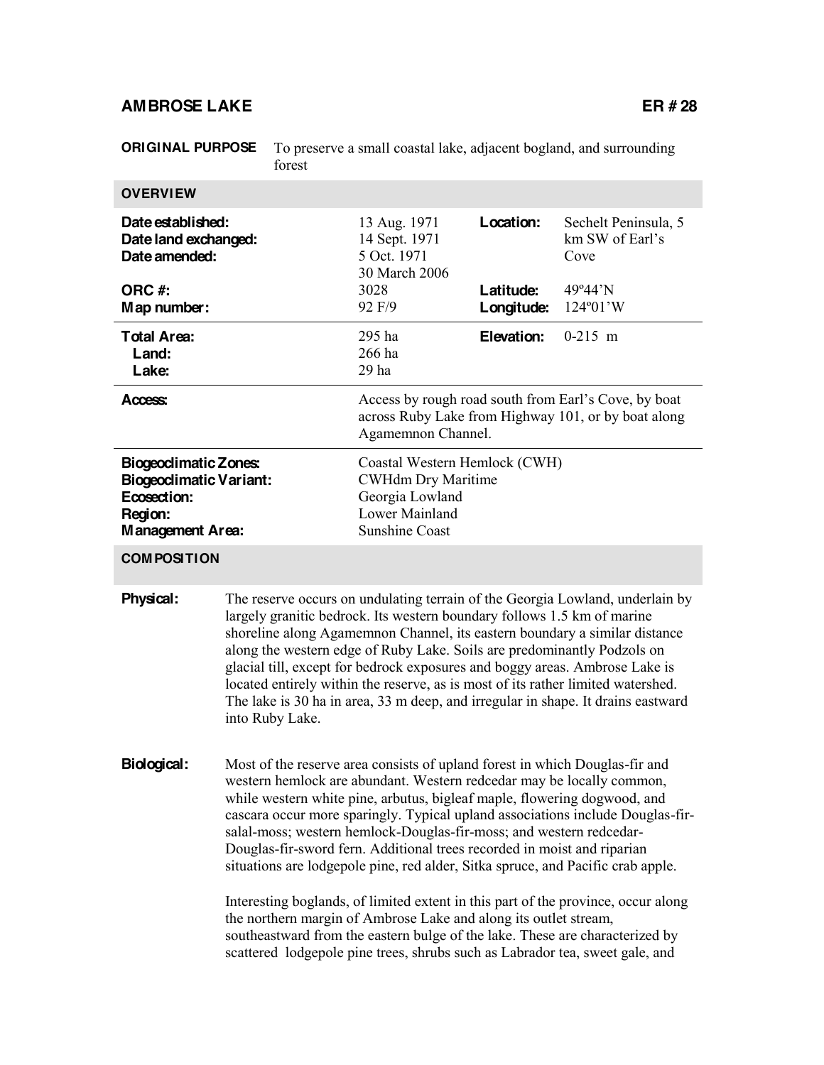## AMBROSE LAKE — ER # 28

**ORIGINAL PURPOSE** To preserve a small coastal lake, adjacent bogland, and surrounding forest

### OVERVIEW

| | | | |
|---|---|---|---|
| **Date established:** | 13 Aug. 1971 | **Location:** | Sechelt Peninsula, 5 km SW of Earl's Cove |
| **Date land exchanged:** | 14 Sept. 1971 | | |
| **Date amended:** | 5 Oct. 1971<br>30 March 2006 | | |
| **ORC #:** | 3028 | **Latitude:** | 49º44'N |
| **Map number:** | 92 F/9 | **Longitude:** | 124º01'W |
| **Total Area:** | 295 ha | **Elevation:** | 0-215 m |
| **Land:** | 266 ha | | |
| **Lake:** | 29 ha | | |
| **Access:** | Access by rough road south from Earl's Cove, by boat across Ruby Lake from Highway 101, or by boat along Agamemnon Channel. | | |
| **Biogeoclimatic Zones:** | Coastal Western Hemlock (CWH) | | |
| **Biogeoclimatic Variant:** | CWHdm Dry Maritime | | |
| **Ecosection:** | Georgia Lowland | | |
| **Region:** | Lower Mainland | | |
| **Management Area:** | Sunshine Coast | | |

### COMPOSITION

**Physical:** The reserve occurs on undulating terrain of the Georgia Lowland, underlain by largely granitic bedrock. Its western boundary follows 1.5 km of marine shoreline along Agamemnon Channel, its eastern boundary a similar distance along the western edge of Ruby Lake. Soils are predominantly Podzols on glacial till, except for bedrock exposures and boggy areas. Ambrose Lake is located entirely within the reserve, as is most of its rather limited watershed. The lake is 30 ha in area, 33 m deep, and irregular in shape. It drains eastward into Ruby Lake.

**Biological:** Most of the reserve area consists of upland forest in which Douglas-fir and western hemlock are abundant. Western redcedar may be locally common, while western white pine, arbutus, bigleaf maple, flowering dogwood, and cascara occur more sparingly. Typical upland associations include Douglas-fir-salal-moss; western hemlock-Douglas-fir-moss; and western redcedar-Douglas-fir-sword fern. Additional trees recorded in moist and riparian situations are lodgepole pine, red alder, Sitka spruce, and Pacific crab apple.

Interesting boglands, of limited extent in this part of the province, occur along the northern margin of Ambrose Lake and along its outlet stream, southeastward from the eastern bulge of the lake. These are characterized by scattered lodgepole pine trees, shrubs such as Labrador tea, sweet gale, and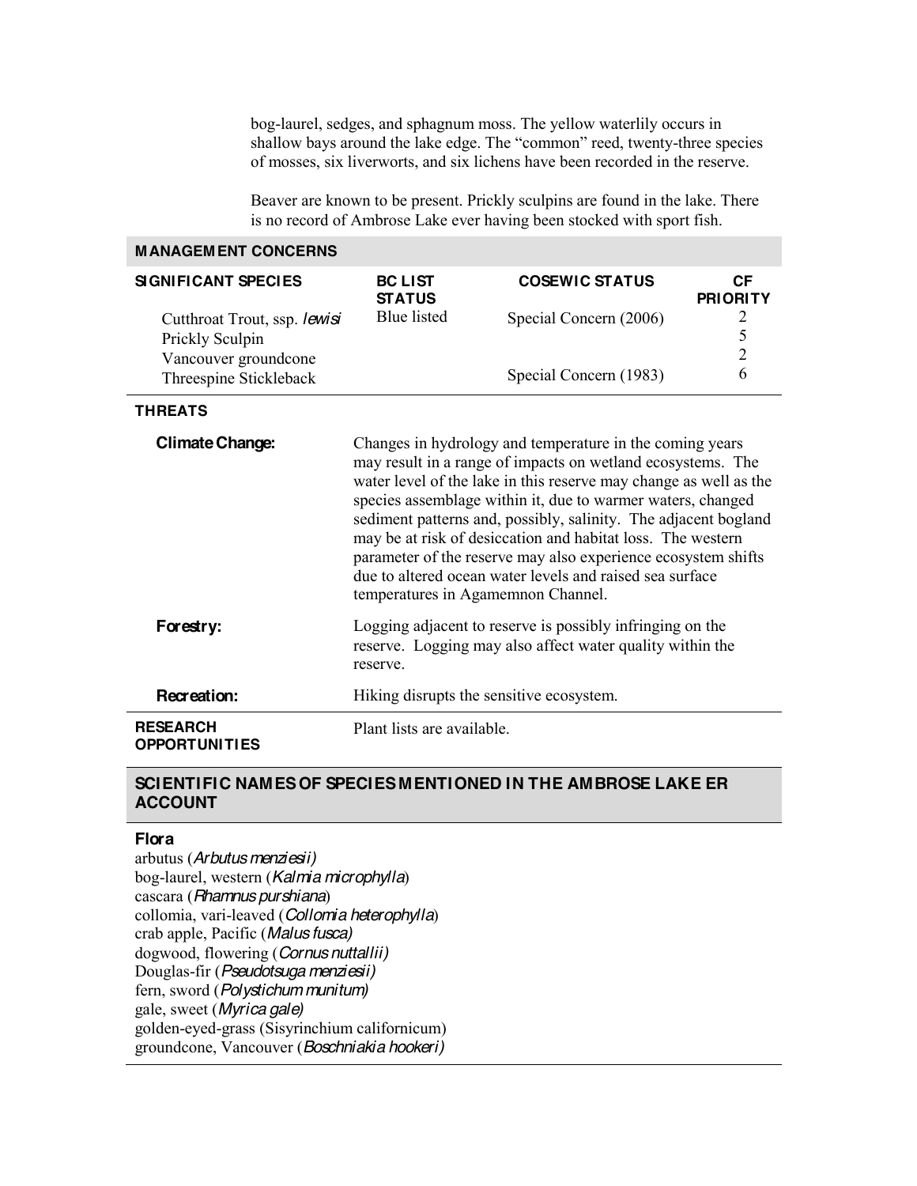bog-laurel, sedges, and sphagnum moss. The yellow waterlily occurs in shallow bays around the lake edge. The "common" reed, twenty-three species of mosses, six liverworts, and six lichens have been recorded in the reserve.

Beaver are known to be present. Prickly sculpins are found in the lake. There is no record of Ambrose Lake ever having been stocked with sport fish.

## MANAGEMENT CONCERNS

| SIGNIFICANT SPECIES | BC LIST STATUS | COSEWIC STATUS | CF PRIORITY |
|---|---|---|---|
| Cutthroat Trout, ssp. *lewisi* | Blue listed | Special Concern (2006) | 2 |
| Prickly Sculpin | | | 5 |
| Vancouver groundcone | | | 2 |
| Threespine Stickleback | | Special Concern (1983) | 6 |

### THREATS

**Climate Change:** Changes in hydrology and temperature in the coming years may result in a range of impacts on wetland ecosystems. The water level of the lake in this reserve may change as well as the species assemblage within it, due to warmer waters, changed sediment patterns and, possibly, salinity. The adjacent bogland may be at risk of desiccation and habitat loss. The western parameter of the reserve may also experience ecosystem shifts due to altered ocean water levels and raised sea surface temperatures in Agamemnon Channel.

**Forestry:** Logging adjacent to reserve is possibly infringing on the reserve. Logging may also affect water quality within the reserve.

**Recreation:** Hiking disrupts the sensitive ecosystem.

**RESEARCH OPPORTUNITIES** Plant lists are available.

## SCIENTIFIC NAMES OF SPECIES MENTIONED IN THE AMBROSE LAKE ER ACCOUNT

### Flora

arbutus (*Arbutus menziesii)*
bog-laurel, western (*Kalmia microphylla*)
cascara (*Rhamnus purshiana*)
collomia, vari-leaved (*Collomia heterophylla*)
crab apple, Pacific (*Malus fusca)*
dogwood, flowering (*Cornus nuttallii)*
Douglas-fir (*Pseudotsuga menziesii)*
fern, sword (*Polystichum munitum)*
gale, sweet (*Myrica gale)*
golden-eyed-grass (Sisyrinchium californicum)
groundcone, Vancouver (*Boschniakia hookeri)*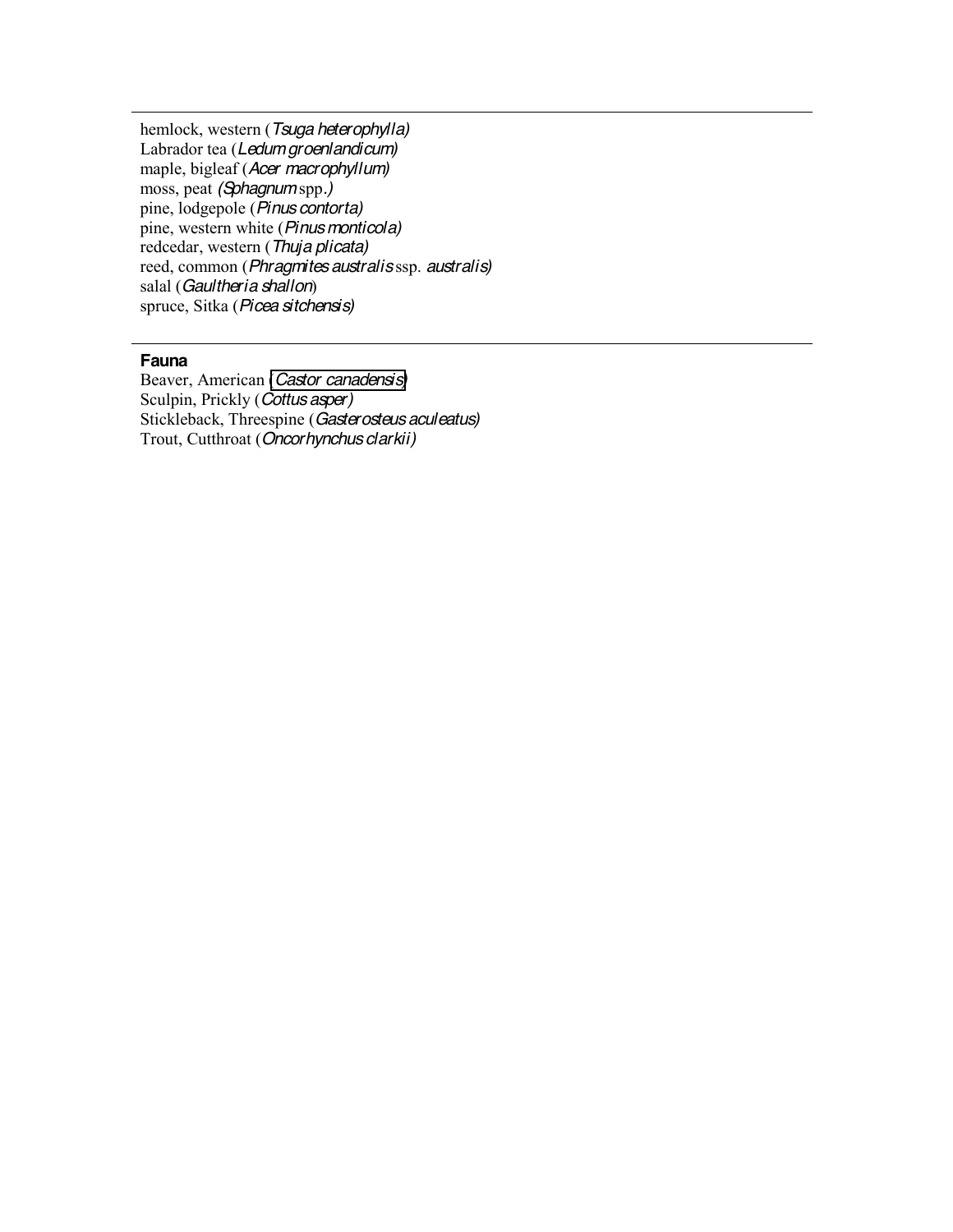hemlock, western (*Tsuga heterophylla)*
Labrador tea (*Ledum groenlandicum)*
maple, bigleaf (*Acer macrophyllum)*
moss, peat *(Sphagnum* spp.*)*
pine, lodgepole (*Pinus contorta)*
pine, western white (*Pinus monticola)*
redcedar, western (*Thuja plicata)*
reed, common (*Phragmites australis* ssp. *australis)*
salal (*Gaultheria shallon*)
spruce, Sitka (*Picea sitchensis)*

---

**Fauna**
Beaver, American (*Castor canadensis*)
Sculpin, Prickly (*Cottus asper)*
Stickleback, Threespine (*Gasterosteus aculeatus)*
Trout, Cutthroat (*Oncorhynchus clarkii)*